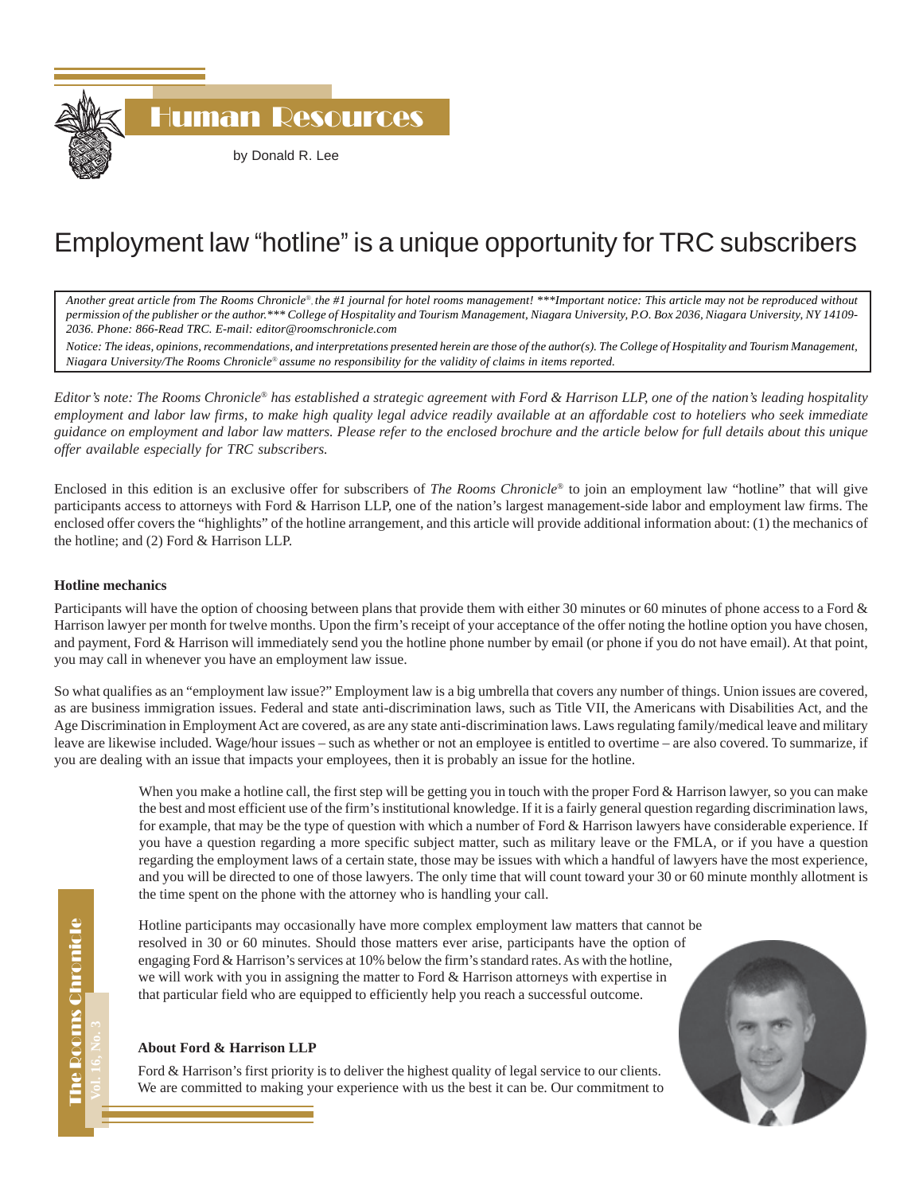# Human Resources

by Donald R. Lee

## Employment law "hotline" is a unique opportunity for TRC subscribers

*Another great article from The Rooms Chronicle®, the #1 journal for hotel rooms management! \*\*\*Important notice: This article may not be reproduced without permission of the publisher or the author.\*\*\* College of Hospitality and Tourism Management, Niagara University, P.O. Box 2036, Niagara University, NY 14109-2036. Phone: 866-Read TRC. E-mail: editor@roomschronicle.com*

*Notice: The ideas, opinions, recommendations, and interpretations presented herein are those of the author(s). The College of Hospitality and Tourism Management, Niagara University/The Rooms Chronicle® assume no responsibility for the validity of claims in items reported.*

*Editor's note: The Rooms Chronicle® has established a strategic agreement with Ford & Harrison LLP, one of the nation's leading hospitality employment and labor law firms, to make high quality legal advice readily available at an affordable cost to hoteliers who seek immediate guidance on employment and labor law matters. Please refer to the enclosed brochure and the article below for full details about this unique offer available especially for TRC subscribers.*

Enclosed in this edition is an exclusive offer for subscribers of *The Rooms Chronicle®* to join an employment law "hotline" that will give participants access to attorneys with Ford & Harrison LLP, one of the nation's largest management-side labor and employment law firms. The enclosed offer covers the "highlights" of the hotline arrangement, and this article will provide additional information about: (1) the mechanics of the hotline; and (2) Ford & Harrison LLP.

**Hotline mechanics**

Participants will have the option of choosing between plans that provide them with either 30 minutes or 60 minutes of phone access to a Ford & Harrison lawyer per month for twelve months. Upon the firm's receipt of your acceptance of the offer noting the hotline option you have chosen, and payment, Ford & Harrison will immediately send you the hotline phone number by email (or phone if you do not have email). At that point, you may call in whenever you have an employment law issue.

So what qualifies as an "employment law issue?" Employment law is a big umbrella that covers any number of things. Union issues are covered, as are business immigration issues. Federal and state anti-discrimination laws, such as Title VII, the Americans with Disabilities Act, and the Age Discrimination in Employment Act are covered, as are any state anti-discrimination laws. Laws regulating family/medical leave and military leave are likewise included. Wage/hour issues – such as whether or not an employee is entitled to overtime – are also covered. To summarize, if you are dealing with an issue that impacts your employees, then it is probably an issue for the hotline.

When you make a hotline call, the first step will be getting you in touch with the proper Ford & Harrison lawyer, so you can make the best and most efficient use of the firm's institutional knowledge. If it is a fairly general question regarding discrimination laws, for example, that may be the type of question with which a number of Ford & Harrison lawyers have considerable experience. If you have a question regarding a more specific subject matter, such as military leave or the FMLA, or if you have a question regarding the employment laws of a certain state, those may be issues with which a handful of lawyers have the most experience, and you will be directed to one of those lawyers. The only time that will count toward your 30 or 60 minute monthly allotment is the time spent on the phone with the attorney who is handling your call.

Hotline participants may occasionally have more complex employment law matters that cannot be resolved in 30 or 60 minutes. Should those matters ever arise, participants have the option of engaging Ford & Harrison's services at 10% below the firm's standard rates. As with the hotline, we will work with you in assigning the matter to Ford & Harrison attorneys with expertise in that particular field who are equipped to efficiently help you reach a successful outcome.

**About Ford & Harrison LLP**

Ford & Harrison's first priority is to deliver the highest quality of legal service to our clients. We are committed to making your experience with us the best it can be. Our commitment to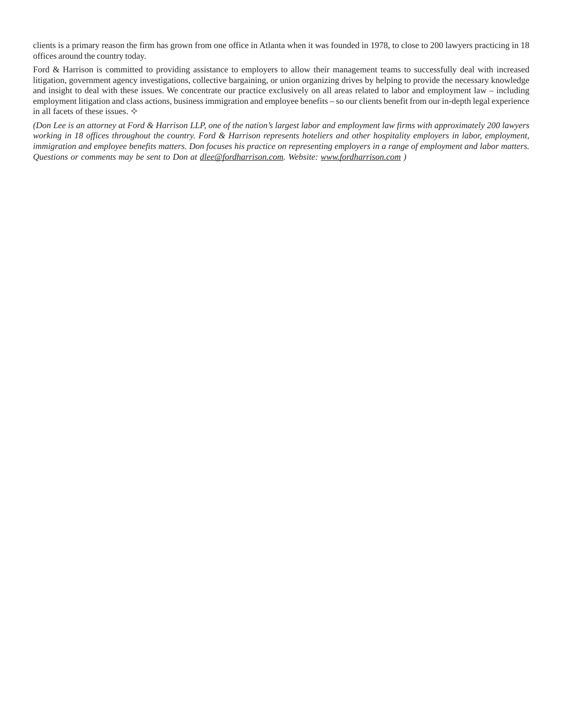clients is a primary reason the firm has grown from one office in Atlanta when it was founded in 1978, to close to 200 lawyers practicing in 18 offices around the country today.

Ford & Harrison is committed to providing assistance to employers to allow their management teams to successfully deal with increased litigation, government agency investigations, collective bargaining, or union organizing drives by helping to provide the necessary knowledge and insight to deal with these issues. We concentrate our practice exclusively on all areas related to labor and employment law – including employment litigation and class actions, business immigration and employee benefits – so our clients benefit from our in-depth legal experience in all facets of these issues. ✧

*(Don Lee is an attorney at Ford & Harrison LLP, one of the nation's largest labor and employment law firms with approximately 200 lawyers working in 18 offices throughout the country. Ford & Harrison represents hoteliers and other hospitality employers in labor, employment, immigration and employee benefits matters. Don focuses his practice on representing employers in a range of employment and labor matters. Questions or comments may be sent to Don at dlee@fordharrison.com. Website: www.fordharrison.com )*